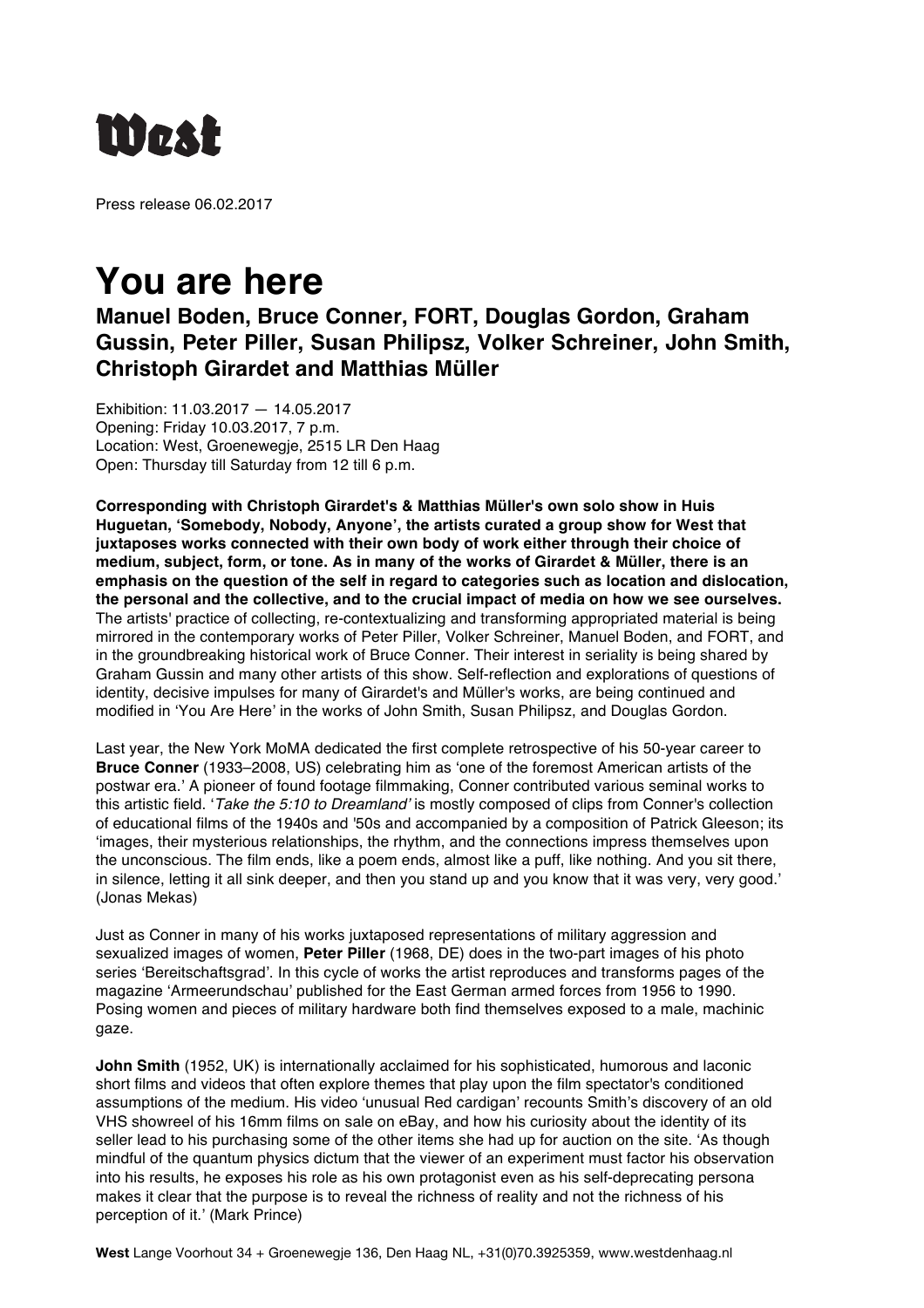# West

Press release 06.02.2017

# You are here

## Manuel Boden, Bruce Conner, FORT, Douglas Gordon, Graham Gussin, Peter Piller, Susan Philipsz, Volker Schreiner, John Smith, Christoph Girardet and Matthias Müller

Exhibition: 11.03.2017 — 14.05.2017
Opening: Friday 10.03.2017, 7 p.m.
Location: West, Groenewegje, 2515 LR Den Haag
Open: Thursday till Saturday from 12 till 6 p.m.

**Corresponding with Christoph Girardet's & Matthias Müller's own solo show in Huis Huguetan, 'Somebody, Nobody, Anyone', the artists curated a group show for West that juxtaposes works connected with their own body of work either through their choice of medium, subject, form, or tone. As in many of the works of Girardet & Müller, there is an emphasis on the question of the self in regard to categories such as location and dislocation, the personal and the collective, and to the crucial impact of media on how we see ourselves.** The artists' practice of collecting, re-contextualizing and transforming appropriated material is being mirrored in the contemporary works of Peter Piller, Volker Schreiner, Manuel Boden, and FORT, and in the groundbreaking historical work of Bruce Conner. Their interest in seriality is being shared by Graham Gussin and many other artists of this show. Self-reflection and explorations of questions of identity, decisive impulses for many of Girardet's and Müller's works, are being continued and modified in 'You Are Here' in the works of John Smith, Susan Philipsz, and Douglas Gordon.

Last year, the New York MoMA dedicated the first complete retrospective of his 50-year career to **Bruce Conner** (1933–2008, US) celebrating him as 'one of the foremost American artists of the postwar era.' A pioneer of found footage filmmaking, Conner contributed various seminal works to this artistic field. '*Take the 5:10 to Dreamland'* is mostly composed of clips from Conner's collection of educational films of the 1940s and '50s and accompanied by a composition of Patrick Gleeson; its 'images, their mysterious relationships, the rhythm, and the connections impress themselves upon the unconscious. The film ends, like a poem ends, almost like a puff, like nothing. And you sit there, in silence, letting it all sink deeper, and then you stand up and you know that it was very, very good.' (Jonas Mekas)

Just as Conner in many of his works juxtaposed representations of military aggression and sexualized images of women, **Peter Piller** (1968, DE) does in the two-part images of his photo series 'Bereitschaftsgrad'. In this cycle of works the artist reproduces and transforms pages of the magazine 'Armeerundschau' published for the East German armed forces from 1956 to 1990. Posing women and pieces of military hardware both find themselves exposed to a male, machinic gaze.

**John Smith** (1952, UK) is internationally acclaimed for his sophisticated, humorous and laconic short films and videos that often explore themes that play upon the film spectator's conditioned assumptions of the medium. His video 'unusual Red cardigan' recounts Smith's discovery of an old VHS showreel of his 16mm films on sale on eBay, and how his curiosity about the identity of its seller lead to his purchasing some of the other items she had up for auction on the site. 'As though mindful of the quantum physics dictum that the viewer of an experiment must factor his observation into his results, he exposes his role as his own protagonist even as his self-deprecating persona makes it clear that the purpose is to reveal the richness of reality and not the richness of his perception of it.' (Mark Prince)

**West** Lange Voorhout 34 + Groenewegje 136, Den Haag NL, +31(0)70.3925359, www.westdenhaag.nl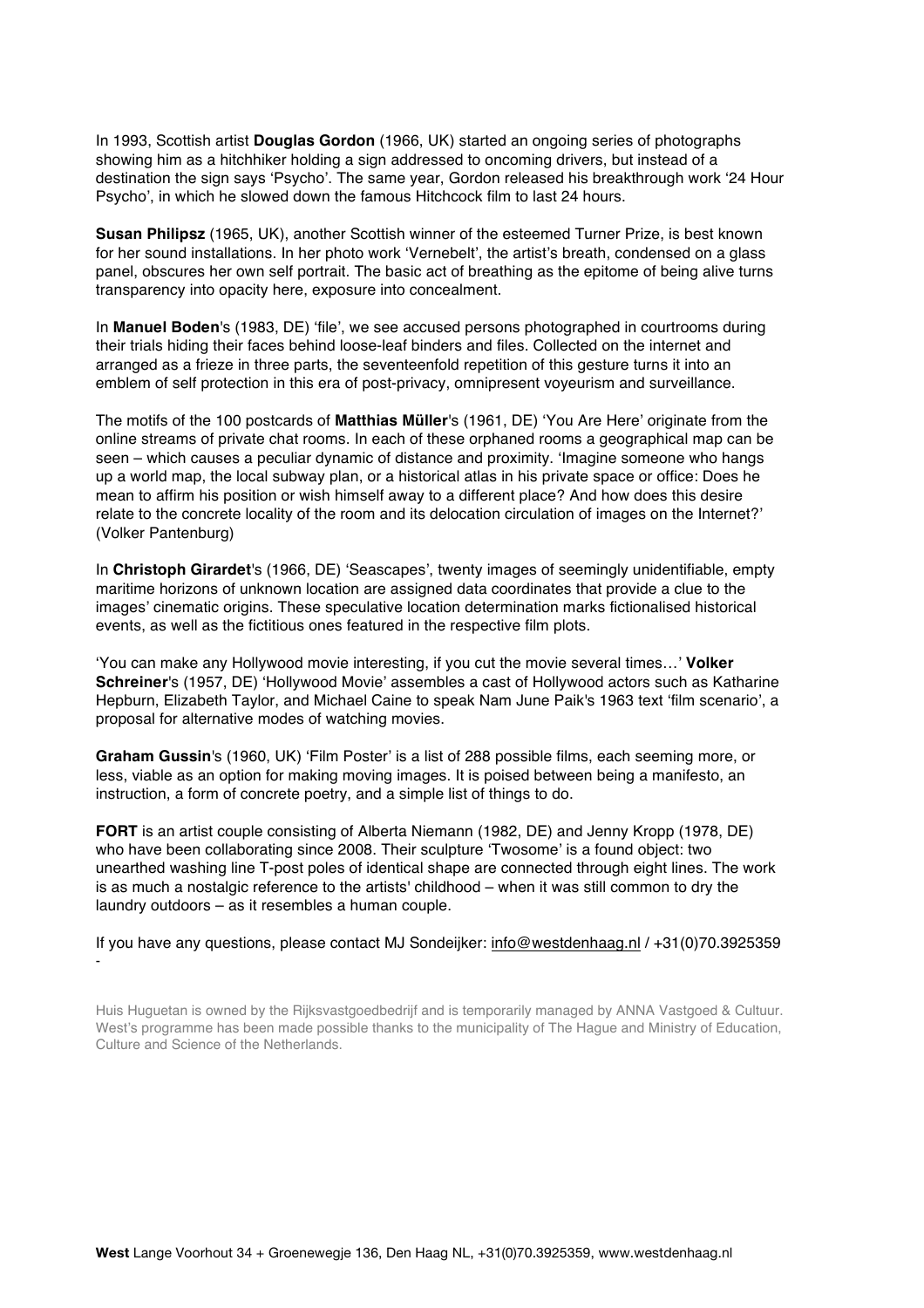In 1993, Scottish artist **Douglas Gordon** (1966, UK) started an ongoing series of photographs showing him as a hitchhiker holding a sign addressed to oncoming drivers, but instead of a destination the sign says 'Psycho'. The same year, Gordon released his breakthrough work '24 Hour Psycho', in which he slowed down the famous Hitchcock film to last 24 hours.

**Susan Philipsz** (1965, UK), another Scottish winner of the esteemed Turner Prize, is best known for her sound installations. In her photo work 'Vernebelt', the artist's breath, condensed on a glass panel, obscures her own self portrait. The basic act of breathing as the epitome of being alive turns transparency into opacity here, exposure into concealment.

In **Manuel Boden**'s (1983, DE) 'file', we see accused persons photographed in courtrooms during their trials hiding their faces behind loose-leaf binders and files. Collected on the internet and arranged as a frieze in three parts, the seventeenfold repetition of this gesture turns it into an emblem of self protection in this era of post-privacy, omnipresent voyeurism and surveillance.

The motifs of the 100 postcards of **Matthias Müller**'s (1961, DE) 'You Are Here' originate from the online streams of private chat rooms. In each of these orphaned rooms a geographical map can be seen – which causes a peculiar dynamic of distance and proximity. 'Imagine someone who hangs up a world map, the local subway plan, or a historical atlas in his private space or office: Does he mean to affirm his position or wish himself away to a different place? And how does this desire relate to the concrete locality of the room and its delocation circulation of images on the Internet?' (Volker Pantenburg)

In **Christoph Girardet**'s (1966, DE) 'Seascapes', twenty images of seemingly unidentifiable, empty maritime horizons of unknown location are assigned data coordinates that provide a clue to the images' cinematic origins. These speculative location determination marks fictionalised historical events, as well as the fictitious ones featured in the respective film plots.

'You can make any Hollywood movie interesting, if you cut the movie several times…' **Volker Schreiner**'s (1957, DE) 'Hollywood Movie' assembles a cast of Hollywood actors such as Katharine Hepburn, Elizabeth Taylor, and Michael Caine to speak Nam June Paik's 1963 text 'film scenario', a proposal for alternative modes of watching movies.

**Graham Gussin**'s (1960, UK) 'Film Poster' is a list of 288 possible films, each seeming more, or less, viable as an option for making moving images. It is poised between being a manifesto, an instruction, a form of concrete poetry, and a simple list of things to do.

**FORT** is an artist couple consisting of Alberta Niemann (1982, DE) and Jenny Kropp (1978, DE) who have been collaborating since 2008. Their sculpture 'Twosome' is a found object: two unearthed washing line T-post poles of identical shape are connected through eight lines. The work is as much a nostalgic reference to the artists' childhood – when it was still common to dry the laundry outdoors – as it resembles a human couple.

If you have any questions, please contact MJ Sondeijker: info@westdenhaag.nl / +31(0)70.3925359

-

Huis Huguetan is owned by the Rijksvastgoedbedrijf and is temporarily managed by ANNA Vastgoed & Cultuur. West's programme has been made possible thanks to the municipality of The Hague and Ministry of Education, Culture and Science of the Netherlands.

**West** Lange Voorhout 34 + Groenewegje 136, Den Haag NL, +31(0)70.3925359, www.westdenhaag.nl